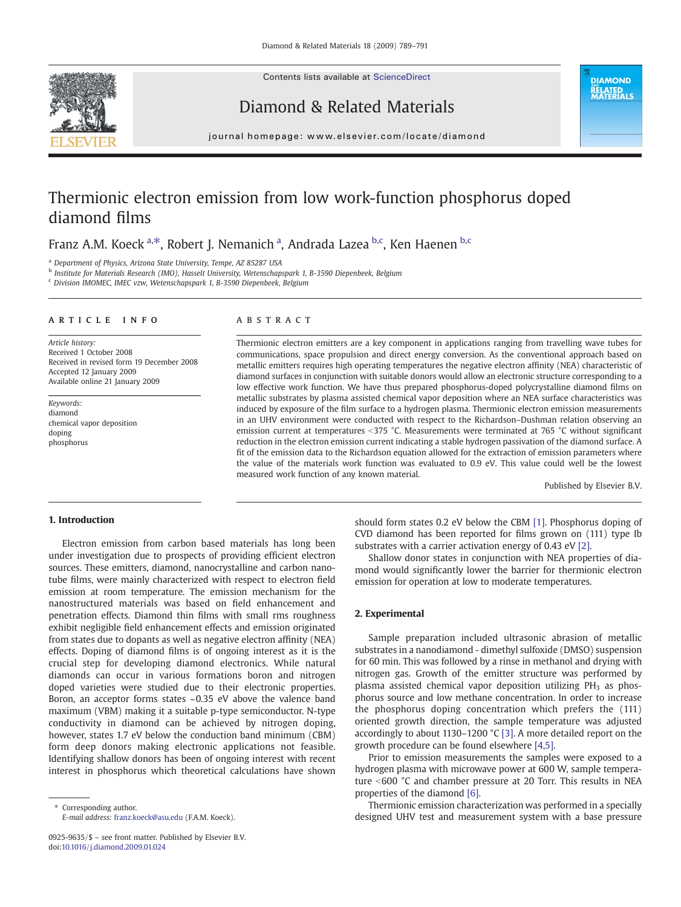Contents lists available at ScienceDirect

Diamond & Related Materials

journal homepage: www.elsevier.com/locate/diamond

# Thermionic electron emission from low work-function phosphorus doped diamond films

Franz A.M. Koeck [a,*], Robert J. Nemanich [a], Andrada Lazea [b,c], Ken Haenen [b,c]

[a] Department of Physics, Arizona State University, Tempe, AZ 85287 USA
[b] Institute for Materials Research (IMO), Hasselt University, Wetenschapspark 1, B-3590 Diepenbeek, Belgium
[c] Division IMOMEC, IMEC vzw, Wetenschapspark 1, B-3590 Diepenbeek, Belgium

**ARTICLE INFO**

*Article history:*
Received 1 October 2008
Received in revised form 19 December 2008
Accepted 12 January 2009
Available online 21 January 2009

*Keywords:*
diamond
chemical vapor deposition
doping
phosphorus

**ABSTRACT**

Thermionic electron emitters are a key component in applications ranging from travelling wave tubes for communications, space propulsion and direct energy conversion. As the conventional approach based on metallic emitters requires high operating temperatures the negative electron affinity (NEA) characteristic of diamond surfaces in conjunction with suitable donors would allow an electronic structure corresponding to a low effective work function. We have thus prepared phosphorus-doped polycrystalline diamond films on metallic substrates by plasma assisted chemical vapor deposition where an NEA surface characteristics was induced by exposure of the film surface to a hydrogen plasma. Thermionic electron emission measurements in an UHV environment were conducted with respect to the Richardson–Dushman relation observing an emission current at temperatures <375 °C. Measurements were terminated at 765 °C without significant reduction in the electron emission current indicating a stable hydrogen passivation of the diamond surface. A fit of the emission data to the Richardson equation allowed for the extraction of emission parameters where the value of the materials work function was evaluated to 0.9 eV. This value could well be the lowest measured work function of any known material.

Published by Elsevier B.V.

## 1. Introduction

Electron emission from carbon based materials has long been under investigation due to prospects of providing efficient electron sources. These emitters, diamond, nanocrystalline and carbon nanotube films, were mainly characterized with respect to electron field emission at room temperature. The emission mechanism for the nanostructured materials was based on field enhancement and penetration effects. Diamond thin films with small rms roughness exhibit negligible field enhancement effects and emission originated from states due to dopants as well as negative electron affinity (NEA) effects. Doping of diamond films is of ongoing interest as it is the crucial step for developing diamond electronics. While natural diamonds can occur in various formations boron and nitrogen doped varieties were studied due to their electronic properties. Boron, an acceptor forms states ~0.35 eV above the valence band maximum (VBM) making it a suitable p-type semiconductor. N-type conductivity in diamond can be achieved by nitrogen doping, however, states 1.7 eV below the conduction band minimum (CBM) form deep donors making electronic applications not feasible. Identifying shallow donors has been of ongoing interest with recent interest in phosphorus which theoretical calculations have shown should form states 0.2 eV below the CBM [1]. Phosphorus doping of CVD diamond has been reported for films grown on (111) type Ib substrates with a carrier activation energy of 0.43 eV [2].

Shallow donor states in conjunction with NEA properties of diamond would significantly lower the barrier for thermionic electron emission for operation at low to moderate temperatures.

## 2. Experimental

Sample preparation included ultrasonic abrasion of metallic substrates in a nanodiamond - dimethyl sulfoxide (DMSO) suspension for 60 min. This was followed by a rinse in methanol and drying with nitrogen gas. Growth of the emitter structure was performed by plasma assisted chemical vapor deposition utilizing $PH_3$ as phosphorus source and low methane concentration. In order to increase the phosphorus doping concentration which prefers the (111) oriented growth direction, the sample temperature was adjusted accordingly to about 1130–1200 °C [3]. A more detailed report on the growth procedure can be found elsewhere [4,5].

Prior to emission measurements the samples were exposed to a hydrogen plasma with microwave power at 600 W, sample temperature <600 °C and chamber pressure at 20 Torr. This results in NEA properties of the diamond [6].

Thermionic emission characterization was performed in a specially designed UHV test and measurement system with a base pressure

* Corresponding author.
*E-mail address:* franz.koeck@asu.edu (F.A.M. Koeck).

0925-9635/$ – see front matter. Published by Elsevier B.V.
doi:10.1016/j.diamond.2009.01.024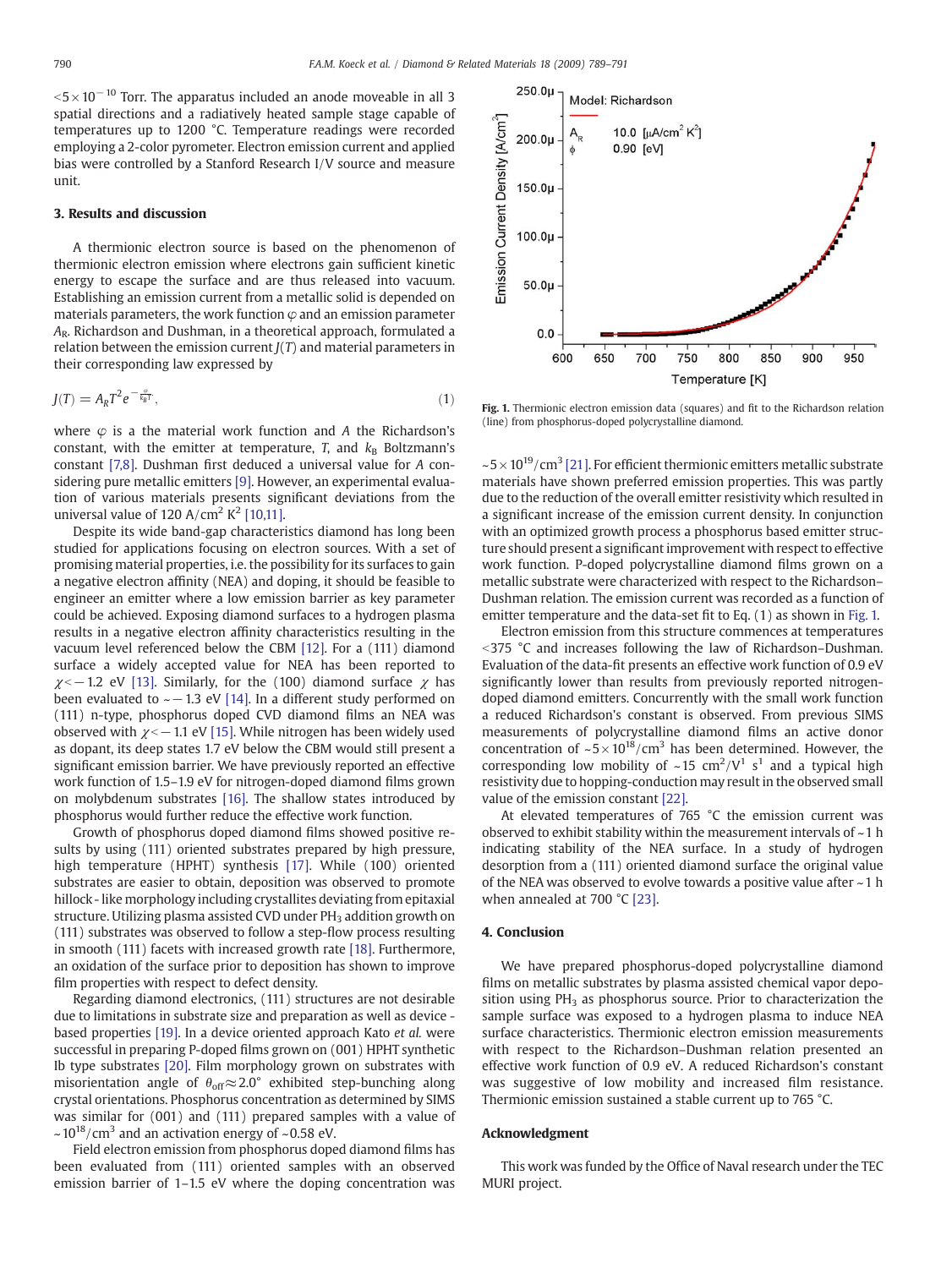$<5\times10^{-10}$ Torr. The apparatus included an anode moveable in all 3 spatial directions and a radiatively heated sample stage capable of temperatures up to 1200 °C. Temperature readings were recorded employing a 2-color pyrometer. Electron emission current and applied bias were controlled by a Stanford Research I/V source and measure unit.

## 3. Results and discussion

A thermionic electron source is based on the phenomenon of thermionic electron emission where electrons gain sufficient kinetic energy to escape the surface and are thus released into vacuum. Establishing an emission current from a metallic solid is depended on materials parameters, the work function $\varphi$ and an emission parameter $A_R$. Richardson and Dushman, in a theoretical approach, formulated a relation between the emission current $J(T)$ and material parameters in their corresponding law expressed by

$$J(T) = A_R T^2 e^{-\frac{\varphi}{k_B T}}, \tag{1}$$

where $\varphi$ is a the material work function and $A$ the Richardson's constant, with the emitter at temperature, $T$, and $k_B$ Boltzmann's constant [7,8]. Dushman first deduced a universal value for $A$ considering pure metallic emitters [9]. However, an experimental evaluation of various materials presents significant deviations from the universal value of 120 A/cm$^2$ K$^2$ [10,11].

Despite its wide band-gap characteristics diamond has long been studied for applications focusing on electron sources. With a set of promising material properties, i.e. the possibility for its surfaces to gain a negative electron affinity (NEA) and doping, it should be feasible to engineer an emitter where a low emission barrier as key parameter could be achieved. Exposing diamond surfaces to a hydrogen plasma results in a negative electron affinity characteristics resulting in the vacuum level referenced below the CBM [12]. For a (111) diamond surface a widely accepted value for NEA has been reported to $\chi<-1.2$ eV [13]. Similarly, for the (100) diamond surface $\chi$ has been evaluated to $\sim-1.3$ eV [14]. In a different study performed on (111) n-type, phosphorus doped CVD diamond films an NEA was observed with $\chi<-1.1$ eV [15]. While nitrogen has been widely used as dopant, its deep states 1.7 eV below the CBM would still present a significant emission barrier. We have previously reported an effective work function of 1.5–1.9 eV for nitrogen-doped diamond films grown on molybdenum substrates [16]. The shallow states introduced by phosphorus would further reduce the effective work function.

Growth of phosphorus doped diamond films showed positive results by using (111) oriented substrates prepared by high pressure, high temperature (HPHT) synthesis [17]. While (100) oriented substrates are easier to obtain, deposition was observed to promote hillock-like morphology including crystallites deviating from epitaxial structure. Utilizing plasma assisted CVD under $PH_3$ addition growth on (111) substrates was observed to follow a step-flow process resulting in smooth (111) facets with increased growth rate [18]. Furthermore, an oxidation of the surface prior to deposition has shown to improve film properties with respect to defect density.

Regarding diamond electronics, (111) structures are not desirable due to limitations in substrate size and preparation as well as device-based properties [19]. In a device oriented approach Kato *et al.* were successful in preparing P-doped films grown on (001) HPHT synthetic Ib type substrates [20]. Film morphology grown on substrates with misorientation angle of $\theta_{off}\approx2.0°$ exhibited step-bunching along crystal orientations. Phosphorus concentration as determined by SIMS was similar for (001) and (111) prepared samples with a value of $\sim10^{18}$/cm$^3$ and an activation energy of ~0.58 eV.

Field electron emission from phosphorus doped diamond films has been evaluated from (111) oriented samples with an observed emission barrier of 1–1.5 eV where the doping concentration was $\sim5\times10^{19}$/cm$^3$ [21]. For efficient thermionic emitters metallic substrate materials have shown preferred emission properties. This was partly due to the reduction of the overall emitter resistivity which resulted in a significant increase of the emission current density. In conjunction with an optimized growth process a phosphorus based emitter structure should present a significant improvement with respect to effective work function. P-doped polycrystalline diamond films grown on a metallic substrate were characterized with respect to the Richardson–Dushman relation. The emission current was recorded as a function of emitter temperature and the data-set fit to Eq. (1) as shown in Fig. 1.

Fig. 1. Thermionic electron emission data (squares) and fit to the Richardson relation (line) from phosphorus-doped polycrystalline diamond.

Electron emission from this structure commences at temperatures <375 °C and increases following the law of Richardson–Dushman. Evaluation of the data-fit presents an effective work function of 0.9 eV significantly lower than results from previously reported nitrogen-doped diamond emitters. Concurrently with the small work function a reduced Richardson's constant is observed. From previous SIMS measurements of polycrystalline diamond films an active donor concentration of $\sim5\times10^{18}$/cm$^3$ has been determined. However, the corresponding low mobility of ~15 cm$^2$/V$^1$ s$^1$ and a typical high resistivity due to hopping-conduction may result in the observed small value of the emission constant [22].

At elevated temperatures of 765 °C the emission current was observed to exhibit stability within the measurement intervals of ~1 h indicating stability of the NEA surface. In a study of hydrogen desorption from a (111) oriented diamond surface the original value of the NEA was observed to evolve towards a positive value after ~1 h when annealed at 700 °C [23].

## 4. Conclusion

We have prepared phosphorus-doped polycrystalline diamond films on metallic substrates by plasma assisted chemical vapor deposition using $PH_3$ as phosphorus source. Prior to characterization the sample surface was exposed to a hydrogen plasma to induce NEA surface characteristics. Thermionic electron emission measurements with respect to the Richardson–Dushman relation presented an effective work function of 0.9 eV. A reduced Richardson's constant was suggestive of low mobility and increased film resistance. Thermionic emission sustained a stable current up to 765 °C.

## Acknowledgment

This work was funded by the Office of Naval research under the TEC MURI project.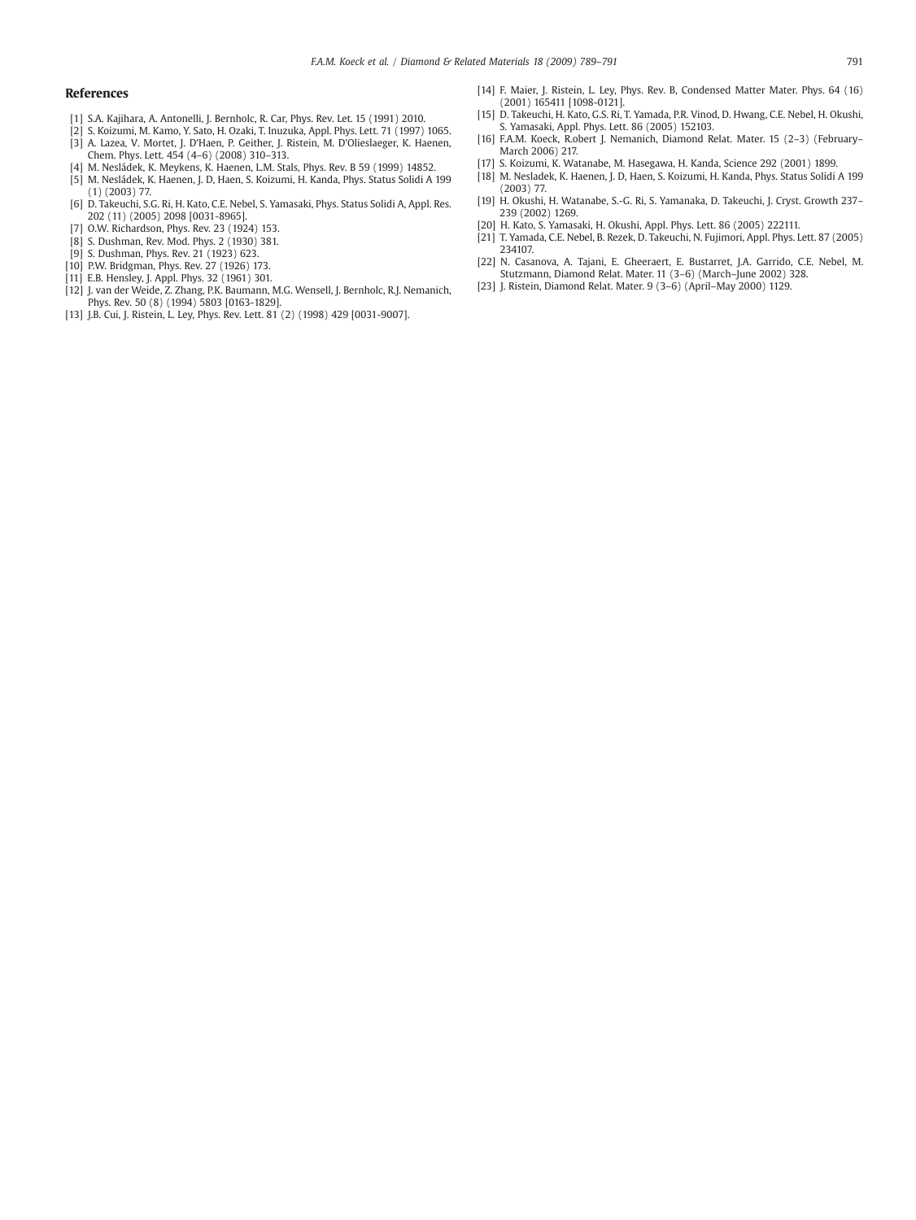## References

[1] S.A. Kajihara, A. Antonelli, J. Bernholc, R. Car, Phys. Rev. Let. 15 (1991) 2010.
[2] S. Koizumi, M. Kamo, Y. Sato, H. Ozaki, T. Inuzuka, Appl. Phys. Lett. 71 (1997) 1065.
[3] A. Lazea, V. Mortet, J. D'Haen, P. Geither, J. Ristein, M. D'Olieslaeger, K. Haenen, Chem. Phys. Lett. 454 (4–6) (2008) 310–313.
[4] M. Nesládek, K. Meykens, K. Haenen, L.M. Stals, Phys. Rev. B 59 (1999) 14852.
[5] M. Nesládek, K. Haenen, J. D, Haen, S. Koizumi, H. Kanda, Phys. Status Solidi A 199 (1) (2003) 77.
[6] D. Takeuchi, S.G. Ri, H. Kato, C.E. Nebel, S. Yamasaki, Phys. Status Solidi A, Appl. Res. 202 (11) (2005) 2098 [0031-8965].
[7] O.W. Richardson, Phys. Rev. 23 (1924) 153.
[8] S. Dushman, Rev. Mod. Phys. 2 (1930) 381.
[9] S. Dushman, Phys. Rev. 21 (1923) 623.
[10] P.W. Bridgman, Phys. Rev. 27 (1926) 173.
[11] E.B. Hensley, J. Appl. Phys. 32 (1961) 301.
[12] J. van der Weide, Z. Zhang, P.K. Baumann, M.G. Wensell, J. Bernholc, R.J. Nemanich, Phys. Rev. 50 (8) (1994) 5803 [0163-1829].
[13] J.B. Cui, J. Ristein, L. Ley, Phys. Rev. Lett. 81 (2) (1998) 429 [0031-9007].
[14] F. Maier, J. Ristein, L. Ley, Phys. Rev. B, Condensed Matter Mater. Phys. 64 (16) (2001) 165411 [1098-0121].
[15] D. Takeuchi, H. Kato, G.S. Ri, T. Yamada, P.R. Vinod, D. Hwang, C.E. Nebel, H. Okushi, S. Yamasaki, Appl. Phys. Lett. 86 (2005) 152103.
[16] F.A.M. Koeck, R.obert J. Nemanich, Diamond Relat. Mater. 15 (2–3) (February–March 2006) 217.
[17] S. Koizumi, K. Watanabe, M. Hasegawa, H. Kanda, Science 292 (2001) 1899.
[18] M. Nesladek, K. Haenen, J. D, Haen, S. Koizumi, H. Kanda, Phys. Status Solidi A 199 (2003) 77.
[19] H. Okushi, H. Watanabe, S.-G. Ri, S. Yamanaka, D. Takeuchi, J. Cryst. Growth 237–239 (2002) 1269.
[20] H. Kato, S. Yamasaki, H. Okushi, Appl. Phys. Lett. 86 (2005) 222111.
[21] T. Yamada, C.E. Nebel, B. Rezek, D. Takeuchi, N. Fujimori, Appl. Phys. Lett. 87 (2005) 234107.
[22] N. Casanova, A. Tajani, E. Gheeraert, E. Bustarret, J.A. Garrido, C.E. Nebel, M. Stutzmann, Diamond Relat. Mater. 11 (3–6) (March–June 2002) 328.
[23] J. Ristein, Diamond Relat. Mater. 9 (3–6) (April–May 2000) 1129.